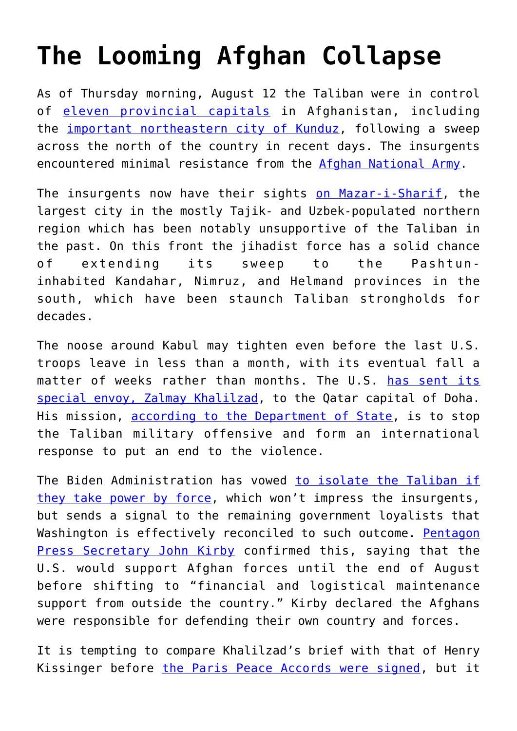# The Looming Afghan Collapse

As of Thursday morning, August 12 the Taliban were in control of eleven provincial capitals in Afghanistan, including the important northeastern city of Kunduz, following a sweep across the north of the country in recent days. The insurgents encountered minimal resistance from the Afghan National Army.

The insurgents now have their sights on Mazar-i-Sharif, the largest city in the mostly Tajik- and Uzbek-populated northern region which has been notably unsupportive of the Taliban in the past. On this front the jihadist force has a solid chance of extending its sweep to the Pashtun-inhabited Kandahar, Nimruz, and Helmand provinces in the south, which have been staunch Taliban strongholds for decades.

The noose around Kabul may tighten even before the last U.S. troops leave in less than a month, with its eventual fall a matter of weeks rather than months. The U.S. has sent its special envoy, Zalmay Khalilzad, to the Qatar capital of Doha. His mission, according to the Department of State, is to stop the Taliban military offensive and form an international response to put an end to the violence.

The Biden Administration has vowed to isolate the Taliban if they take power by force, which won't impress the insurgents, but sends a signal to the remaining government loyalists that Washington is effectively reconciled to such outcome. Pentagon Press Secretary John Kirby confirmed this, saying that the U.S. would support Afghan forces until the end of August before shifting to "financial and logistical maintenance support from outside the country." Kirby declared the Afghans were responsible for defending their own country and forces.

It is tempting to compare Khalilzad's brief with that of Henry Kissinger before the Paris Peace Accords were signed, but it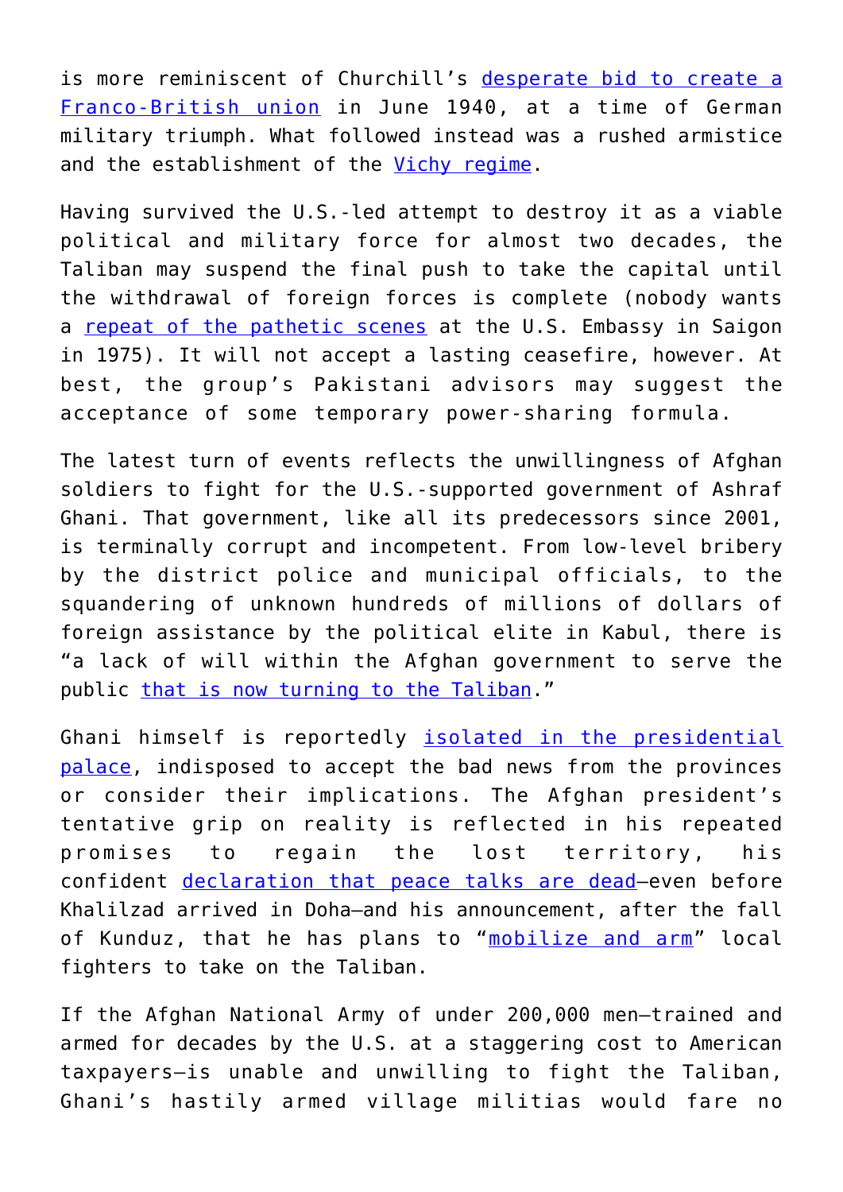is more reminiscent of Churchill's [desperate bid to create a Franco-British union]() in June 1940, at a time of German military triumph. What followed instead was a rushed armistice and the establishment of the [Vichy regime]().

Having survived the U.S.-led attempt to destroy it as a viable political and military force for almost two decades, the Taliban may suspend the final push to take the capital until the withdrawal of foreign forces is complete (nobody wants a [repeat of the pathetic scenes]() at the U.S. Embassy in Saigon in 1975). It will not accept a lasting ceasefire, however. At best, the group's Pakistani advisors may suggest the acceptance of some temporary power-sharing formula.

The latest turn of events reflects the unwillingness of Afghan soldiers to fight for the U.S.-supported government of Ashraf Ghani. That government, like all its predecessors since 2001, is terminally corrupt and incompetent. From low-level bribery by the district police and municipal officials, to the squandering of unknown hundreds of millions of dollars of foreign assistance by the political elite in Kabul, there is "a lack of will within the Afghan government to serve the public [that is now turning to the Taliban]()."

Ghani himself is reportedly [isolated in the presidential palace](), indisposed to accept the bad news from the provinces or consider their implications. The Afghan president's tentative grip on reality is reflected in his repeated promises to regain the lost territory, his confident [declaration that peace talks are dead]()—even before Khalilzad arrived in Doha—and his announcement, after the fall of Kunduz, that he has plans to "[mobilize and arm]()" local fighters to take on the Taliban.

If the Afghan National Army of under 200,000 men—trained and armed for decades by the U.S. at a staggering cost to American taxpayers—is unable and unwilling to fight the Taliban, Ghani's hastily armed village militias would fare no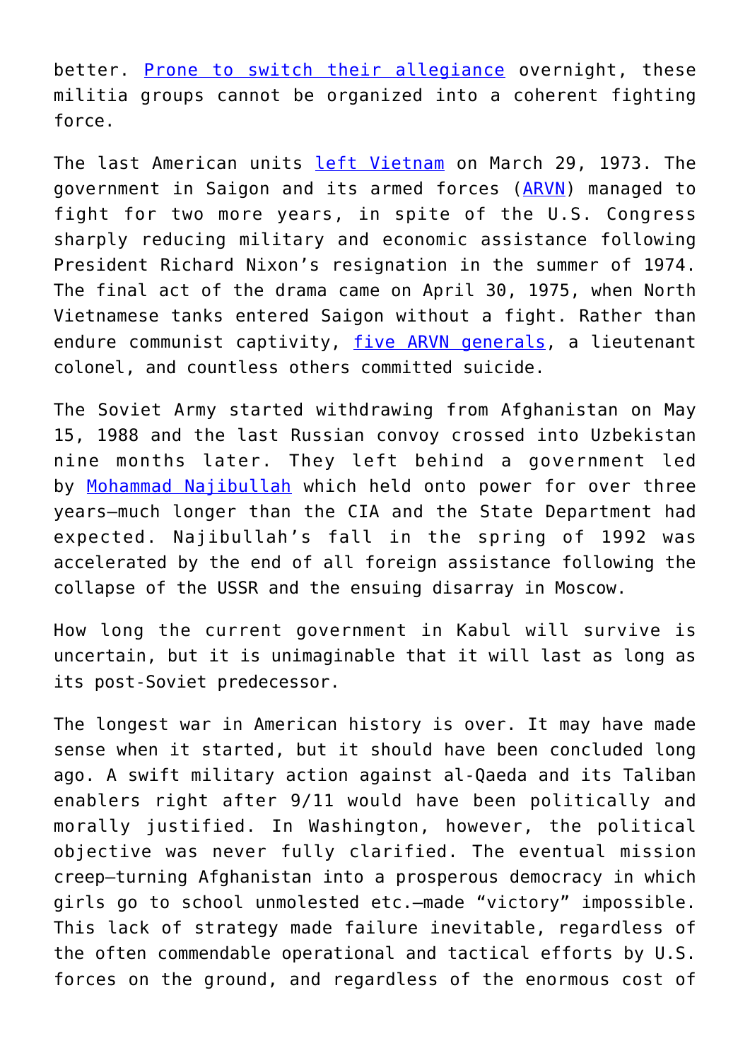better. [Prone to switch their allegiance] overnight, these militia groups cannot be organized into a coherent fighting force.

The last American units [left Vietnam] on March 29, 1973. The government in Saigon and its armed forces ([ARVN]) managed to fight for two more years, in spite of the U.S. Congress sharply reducing military and economic assistance following President Richard Nixon's resignation in the summer of 1974. The final act of the drama came on April 30, 1975, when North Vietnamese tanks entered Saigon without a fight. Rather than endure communist captivity, [five ARVN generals], a lieutenant colonel, and countless others committed suicide.

The Soviet Army started withdrawing from Afghanistan on May 15, 1988 and the last Russian convoy crossed into Uzbekistan nine months later. They left behind a government led by [Mohammad Najibullah] which held onto power for over three years—much longer than the CIA and the State Department had expected. Najibullah's fall in the spring of 1992 was accelerated by the end of all foreign assistance following the collapse of the USSR and the ensuing disarray in Moscow.

How long the current government in Kabul will survive is uncertain, but it is unimaginable that it will last as long as its post-Soviet predecessor.

The longest war in American history is over. It may have made sense when it started, but it should have been concluded long ago. A swift military action against al-Qaeda and its Taliban enablers right after 9/11 would have been politically and morally justified. In Washington, however, the political objective was never fully clarified. The eventual mission creep—turning Afghanistan into a prosperous democracy in which girls go to school unmolested etc.—made "victory" impossible. This lack of strategy made failure inevitable, regardless of the often commendable operational and tactical efforts by U.S. forces on the ground, and regardless of the enormous cost of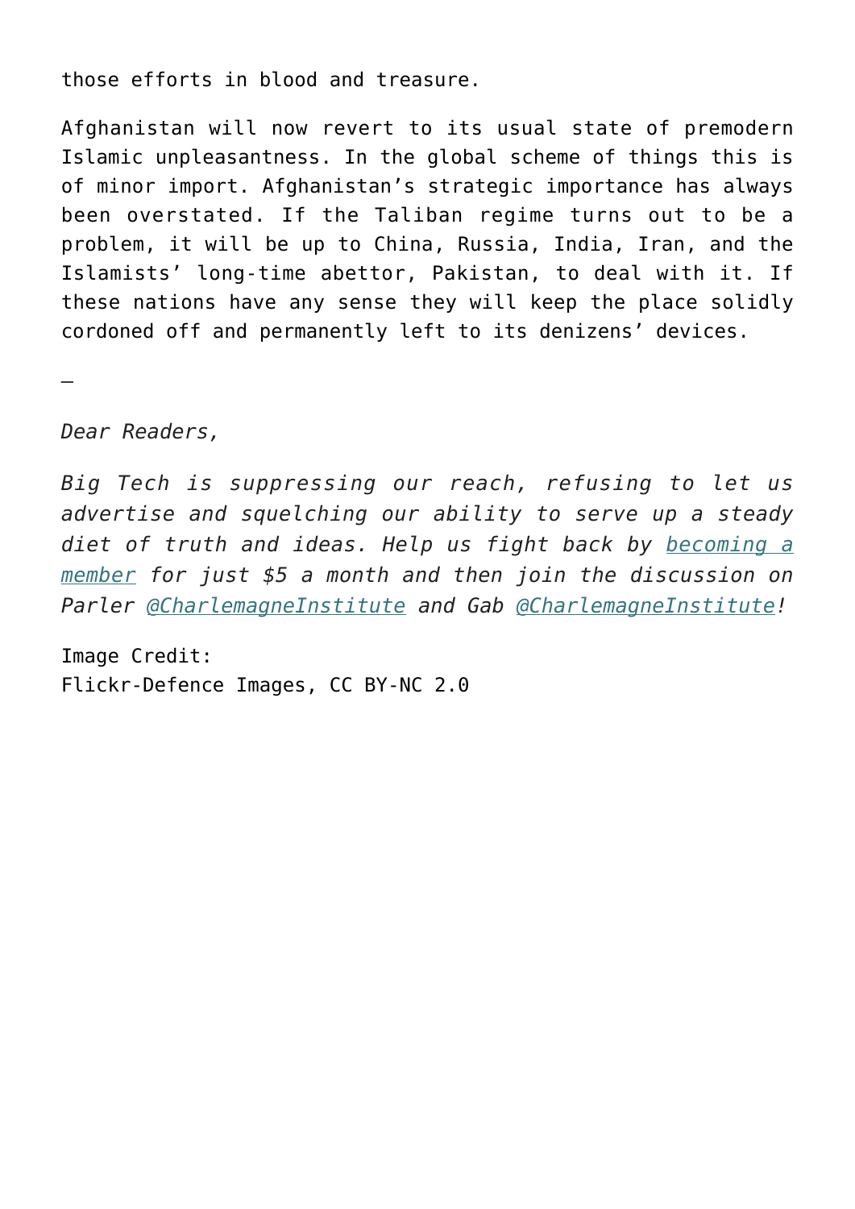those efforts in blood and treasure.

Afghanistan will now revert to its usual state of premodern Islamic unpleasantness. In the global scheme of things this is of minor import. Afghanistan's strategic importance has always been overstated. If the Taliban regime turns out to be a problem, it will be up to China, Russia, India, Iran, and the Islamists' long-time abettor, Pakistan, to deal with it. If these nations have any sense they will keep the place solidly cordoned off and permanently left to its denizens' devices.

—

*Dear Readers,*

*Big Tech is suppressing our reach, refusing to let us advertise and squelching our ability to serve up a steady diet of truth and ideas. Help us fight back by becoming a member for just $5 a month and then join the discussion on Parler @CharlemagneInstitute and Gab @CharlemagneInstitute!*

Image Credit:
Flickr-Defence Images, CC BY-NC 2.0